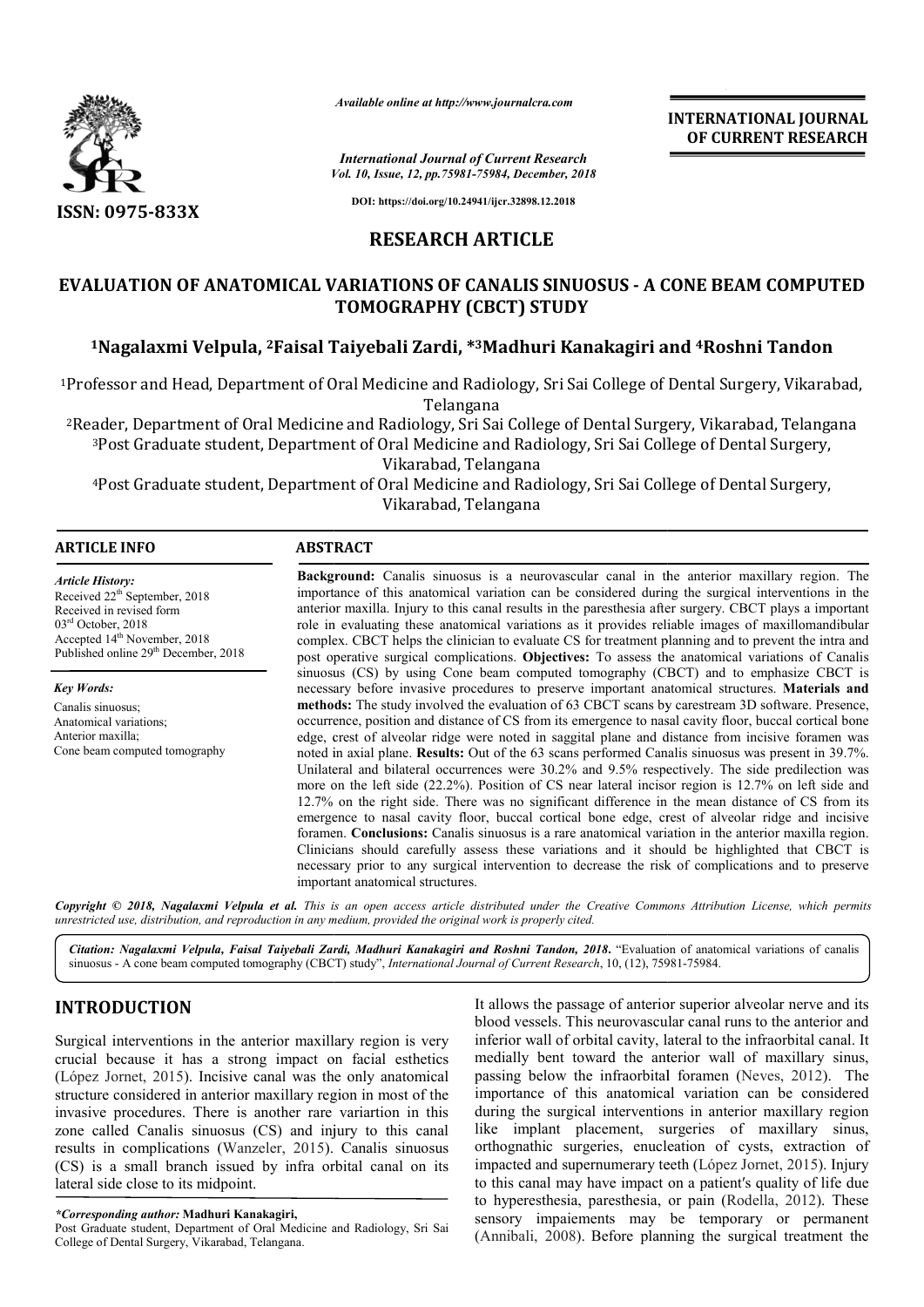**RESEARCH ARTICLE**

# EVALUATION OF ANATOMICAL VARIATIONS OF CANALIS SINUOSUS - A CONE BEAM COMPUTED TOMOGRAPHY (CBCT) STUDY

**[1]Nagalaxmi Velpula, [2]Faisal Taiyebali Zardi, *[3]Madhuri Kanakagiri and [4]Roshni Tandon**

[1]Professor and Head, Department of Oral Medicine and Radiology, Sri Sai College of Dental Surgery, Vikarabad, Telangana

[2]Reader, Department of Oral Medicine and Radiology, Sri Sai College of Dental Surgery, Vikarabad, Telangana

[3]Post Graduate student, Department of Oral Medicine and Radiology, Sri Sai College of Dental Surgery, Vikarabad, Telangana

[4]Post Graduate student, Department of Oral Medicine and Radiology, Sri Sai College of Dental Surgery, Vikarabad, Telangana

## ARTICLE INFO

*Article History:*

Received 22[th] September, 2018
Received in revised form 03[rd] October, 2018
Accepted 14[th] November, 2018
Published online 29[th] December, 2018

*Key Words:*

Canalis sinuosus;
Anatomical variations;
Anterior maxilla;
Cone beam computed tomography

## ABSTRACT

**Background:** Canalis sinuosus is a neurovascular canal in the anterior maxillary region. The importance of this anatomical variation can be considered during the surgical interventions in the anterior maxilla. Injury to this canal results in the paresthesia after surgery. CBCT plays a important role in evaluating these anatomical variations as it provides reliable images of maxillomandibular complex. CBCT helps the clinician to evaluate CS for treatment planning and to prevent the intra and post operative surgical complications. **Objectives:** To assess the anatomical variations of Canalis sinuosus (CS) by using Cone beam computed tomography (CBCT) and to emphasize CBCT is necessary before invasive procedures to preserve important anatomical structures. **Materials and methods:** The study involved the evaluation of 63 CBCT scans by carestream 3D software. Presence, occurrence, position and distance of CS from its emergence to nasal cavity floor, buccal cortical bone edge, crest of alveolar ridge were noted in saggital plane and distance from incisive foramen was noted in axial plane. **Results:** Out of the 63 scans performed Canalis sinuosus was present in 39.7%. Unilateral and bilateral occurrences were 30.2% and 9.5% respectively. The side predilection was more on the left side (22.2%). Position of CS near lateral incisor region is 12.7% on left side and 12.7% on the right side. There was no significant difference in the mean distance of CS from its emergence to nasal cavity floor, buccal cortical bone edge, crest of alveolar ridge and incisive foramen. **Conclusions:** Canalis sinuosus is a rare anatomical variation in the anterior maxilla region. Clinicians should carefully assess these variations and it should be highlighted that CBCT is necessary prior to any surgical intervention to decrease the risk of complications and to preserve important anatomical structures.

*Copyright © 2018, Nagalaxmi Velpula et al. This is an open access article distributed under the Creative Commons Attribution License, which permits unrestricted use, distribution, and reproduction in any medium, provided the original work is properly cited.*

*Citation: Nagalaxmi Velpula, Faisal Taiyebali Zardi, Madhuri Kanakagiri and Roshni Tandon, 2018.* "Evaluation of anatomical variations of canalis sinuosus - A cone beam computed tomography (CBCT) study", *International Journal of Current Research*, 10, (12), 75981-75984.

## INTRODUCTION

Surgical interventions in the anterior maxillary region is very crucial because it has a strong impact on facial esthetics (López Jornet, 2015). Incisive canal was the only anatomical structure considered in anterior maxillary region in most of the invasive procedures. There is another rare variartion in this zone called Canalis sinuosus (CS) and injury to this canal results in complications (Wanzeler, 2015). Canalis sinuosus (CS) is a small branch issued by infra orbital canal on its lateral side close to its midpoint. It allows the passage of anterior superior alveolar nerve and its blood vessels. This neurovascular canal runs to the anterior and inferior wall of orbital cavity, lateral to the infraorbital canal. It medially bent toward the anterior wall of maxillary sinus, passing below the infraorbital foramen (Neves, 2012). The importance of this anatomical variation can be considered during the surgical interventions in anterior maxillary region like implant placement, surgeries of maxillary sinus, orthognathic surgeries, enucleation of cysts, extraction of impacted and supernumerary teeth (López Jornet, 2015). Injury to this canal may have impact on a patient's quality of life due to hyperesthesia, paresthesia, or pain (Rodella, 2012). These sensory impaiements may be temporary or permanent (Annibali, 2008). Before planning the surgical treatment the

*\*Corresponding author:* **Madhuri Kanakagiri,**
Post Graduate student, Department of Oral Medicine and Radiology, Sri Sai College of Dental Surgery, Vikarabad, Telangana.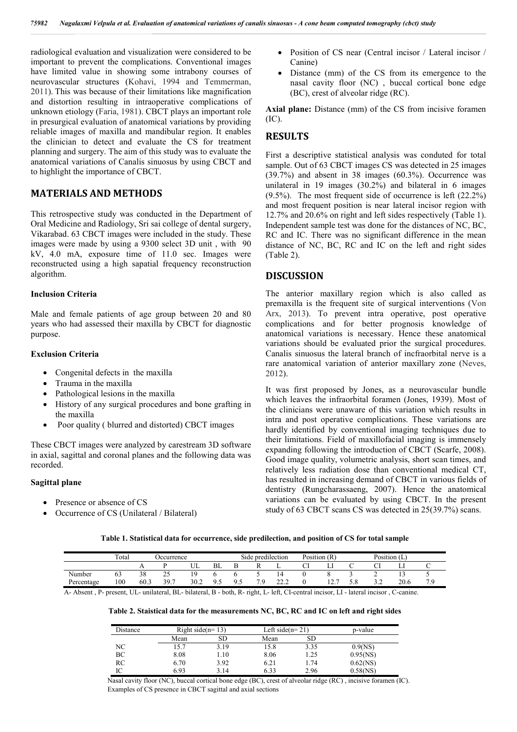radiological evaluation and visualization were considered to be important to prevent the complications. Conventional images have limited value in showing some intrabony courses of neurovascular structures (Kohavi, 1994 and Temmerman, 2011). This was because of their limitations like magnification and distortion resulting in intraoperative complications of unknown etiology (Faria, 1981). CBCT plays an important role in presurgical evaluation of anatomical variations by providing reliable images of maxilla and mandibular region. It enables the clinician to detect and evaluate the CS for treatment planning and surgery. The aim of this study was to evaluate the anatomical variations of Canalis sinuosus by using CBCT and to highlight the importance of CBCT.

## MATERIALS AND METHODS

This retrospective study was conducted in the Department of Oral Medicine and Radiology, Sri sai college of dental surgery, Vikarabad. 63 CBCT images were included in the study. These images were made by using a 9300 select 3D unit , with 90 kV, 4.0 mA, exposure time of 11.0 sec. Images were reconstructed using a high sapatial frequency reconstruction algorithm.

### Inclusion Criteria

Male and female patients of age group between 20 and 80 years who had assessed their maxilla by CBCT for diagnostic purpose.

### Exclusion Criteria

- Congenital defects in the maxilla
- Trauma in the maxilla
- Pathological lesions in the maxilla
- History of any surgical procedures and bone grafting in the maxilla
- Poor quality ( blurred and distorted) CBCT images

These CBCT images were analyzed by carestream 3D software in axial, sagittal and coronal planes and the following data was recorded.

### Sagittal plane

- Presence or absence of CS
- Occurrence of CS (Unilateral / Bilateral)
- Position of CS near (Central incisor / Lateral incisor / Canine)
- Distance (mm) of the CS from its emergence to the nasal cavity floor (NC) , buccal cortical bone edge (BC), crest of alveolar ridge (RC).

**Axial plane:** Distance (mm) of the CS from incisive foramen (IC).

## RESULTS

First a descriptive statistical analysis was conduted for total sample. Out of 63 CBCT images CS was detected in 25 images (39.7%) and absent in 38 images (60.3%). Occurrence was unilateral in 19 images (30.2%) and bilateral in 6 images (9.5%). The most frequent side of occurrence is left (22.2%) and most frequent position is near lateral incisor region with 12.7% and 20.6% on right and left sides respectively (Table 1). Independent sample test was done for the distances of NC, BC, RC and IC. There was no significant difference in the mean distance of NC, BC, RC and IC on the left and right sides (Table 2).

## DISCUSSION

The anterior maxillary region which is also called as premaxilla is the frequent site of surgical interventions (Von Arx, 2013). To prevent intra operative, post operative complications and for better prognosis knowledge of anatomical variations is necessary. Hence these anatomical variations should be evaluated prior the surgical procedures. Canalis sinuosus the lateral branch of incfraorbital nerve is a rare anatomical variation of anterior maxillary zone (Neves, 2012).

It was first proposed by Jones, as a neurovascular bundle which leaves the infraorbital foramen (Jones, 1939). Most of the clinicians were unaware of this variation which results in intra and post operative complications. These variations are hardly identified by conventional imaging techniques due to their limitations. Field of maxillofacial imaging is immensely expanding following the introduction of CBCT (Scarfe, 2008). Good image quality, volumetric analysis, short scan times, and relatively less radiation dose than conventional medical CT, has resulted in increasing demand of CBCT in various fields of dentistry (Rungcharassaeng, 2007). Hence the anatomical variations can be evaluated by using CBCT. In the present study of 63 CBCT scans CS was detected in 25(39.7%) scans.

**Table 1. Statistical data for occurrence, side predilection, and position of CS for total sample**

| | Total | Occurrence | | | | Side predilection | | | Position (R) | | | Position (L) | | |
|---|---|---|---|---|---|---|---|---|---|---|---|---|---|---|
| | | A | P | UL | BL | B | R | L | CI | LI | C | CI | LI | C |
| Number | 63 | 38 | 25 | 19 | 6 | 6 | 5 | 14 | 0 | 8 | 3 | 2 | 13 | 5 |
| Percentage | 100 | 60.3 | 39.7 | 30.2 | 9.5 | 9.5 | 7.9 | 22.2 | 0 | 12.7 | 5.8 | 3.2 | 20.6 | 7.9 |

A- Absent , P- present, UL- unilateral, BL- bilateral, B - both, R- right, L- left, CI-central incisor, LI - lateral incisor , C-canine.

**Table 2. Staistical data for the measurements NC, BC, RC and IC on left and right sides**

| Distance | Right side(n= 13) | | Left side(n= 21) | | p-value |
|---|---|---|---|---|---|
| | Mean | SD | Mean | SD | |
| NC | 15.7 | 3.19 | 15.8 | 3.35 | 0.9(NS) |
| BC | 8.08 | 1.10 | 8.06 | 1.25 | 0.95(NS) |
| RC | 6.70 | 3.92 | 6.21 | 1.74 | 0.62(NS) |
| IC | 6.93 | 3.14 | 6.33 | 2.96 | 0.58(NS) |

Nasal cavity floor (NC), buccal cortical bone edge (BC), crest of alveolar ridge (RC) , incisive foramen (IC).

Examples of CS presence in CBCT sagittal and axial sections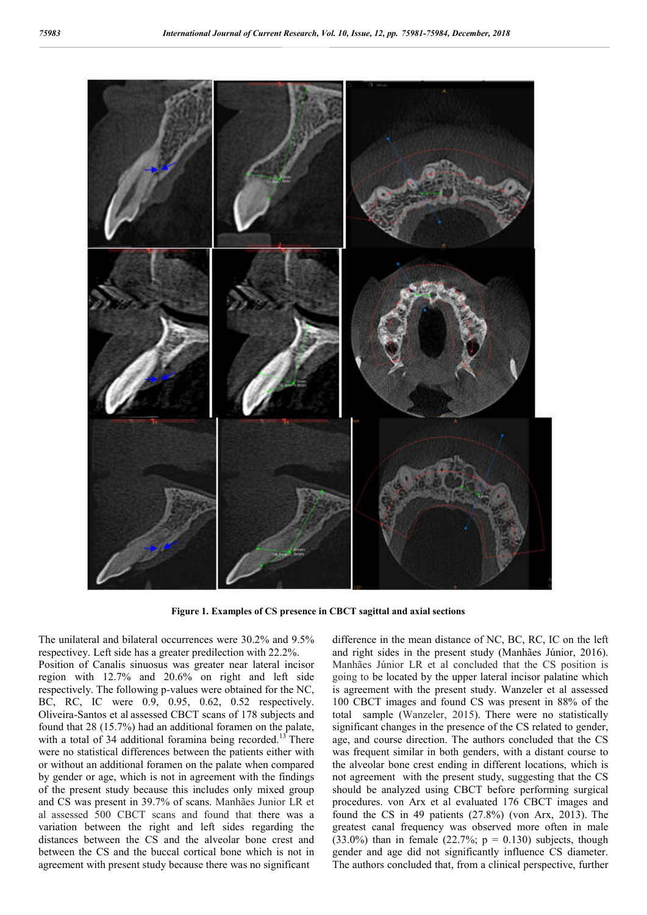Figure 1. Examples of CS presence in CBCT sagittal and axial sections

The unilateral and bilateral occurrences were 30.2% and 9.5% respectivey. Left side has a greater predilection with 22.2%. Position of Canalis sinuosus was greater near lateral incisor region with 12.7% and 20.6% on right and left side respectively. The following p-values were obtained for the NC, BC, RC, IC were 0.9, 0.95, 0.62, 0.52 respectively. Oliveira-Santos et al assessed CBCT scans of 178 subjects and found that 28 (15.7%) had an additional foramen on the palate, with a total of 34 additional foramina being recorded.[13] There were no statistical differences between the patients either with or without an additional foramen on the palate when compared by gender or age, which is not in agreement with the findings of the present study because this includes only mixed group and CS was present in 39.7% of scans. Manhães Junior LR et al assessed 500 CBCT scans and found that there was a variation between the right and left sides regarding the distances between the CS and the alveolar bone crest and between the CS and the buccal cortical bone which is not in agreement with present study because there was no significant difference in the mean distance of NC, BC, RC, IC on the left and right sides in the present study (Manhães Júnior, 2016). Manhães Júnior LR et al concluded that the CS position is going to be located by the upper lateral incisor palatine which is agreement with the present study. Wanzeler et al assessed 100 CBCT images and found CS was present in 88% of the total sample (Wanzeler, 2015). There were no statistically significant changes in the presence of the CS related to gender, age, and course direction. The authors concluded that the CS was frequent similar in both genders, with a distant course to the alveolar bone crest ending in different locations, which is not agreement with the present study, suggesting that the CS should be analyzed using CBCT before performing surgical procedures. von Arx et al evaluated 176 CBCT images and found the CS in 49 patients (27.8%) (von Arx, 2013). The greatest canal frequency was observed more often in male (33.0%) than in female (22.7%; $p = 0.130$) subjects, though gender and age did not significantly influence CS diameter. The authors concluded that, from a clinical perspective, further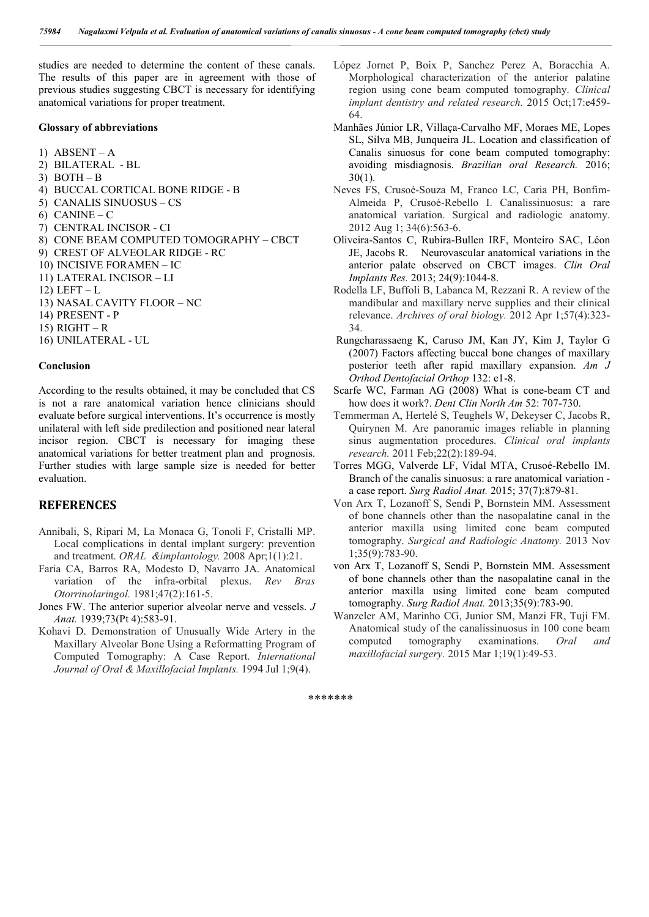studies are needed to determine the content of these canals. The results of this paper are in agreement with those of previous studies suggesting CBCT is necessary for identifying anatomical variations for proper treatment.

### Glossary of abbreviations

1) ABSENT – A
2) BILATERAL - BL
3) BOTH – B
4) BUCCAL CORTICAL BONE RIDGE - B
5) CANALIS SINUOSUS – CS
6) CANINE – C
7) CENTRAL INCISOR - CI
8) CONE BEAM COMPUTED TOMOGRAPHY – CBCT
9) CREST OF ALVEOLAR RIDGE - RC
10) INCISIVE FORAMEN – IC
11) LATERAL INCISOR – LI
12) LEFT – L
13) NASAL CAVITY FLOOR – NC
14) PRESENT - P
15) RIGHT – R
16) UNILATERAL - UL

### Conclusion

According to the results obtained, it may be concluded that CS is not a rare anatomical variation hence clinicians should evaluate before surgical interventions. It's occurrence is mostly unilateral with left side predilection and positioned near lateral incisor region. CBCT is necessary for imaging these anatomical variations for better treatment plan and prognosis. Further studies with large sample size is needed for better evaluation.

## REFERENCES

Annibali, S, Ripari M, La Monaca G, Tonoli F, Cristalli MP. Local complications in dental implant surgery: prevention and treatment. *ORAL &implantology.* 2008 Apr;1(1):21.

Faria CA, Barros RA, Modesto D, Navarro JA. Anatomical variation of the infra-orbital plexus. *Rev Bras Otorrinolaringol.* 1981;47(2):161-5.

Jones FW. The anterior superior alveolar nerve and vessels. *J Anat.* 1939;73(Pt 4):583-91.

Kohavi D. Demonstration of Unusually Wide Artery in the Maxillary Alveolar Bone Using a Reformatting Program of Computed Tomography: A Case Report. *International Journal of Oral & Maxillofacial Implants.* 1994 Jul 1;9(4).

López Jornet P, Boix P, Sanchez Perez A, Boracchia A. Morphological characterization of the anterior palatine region using cone beam computed tomography. *Clinical implant dentistry and related research.* 2015 Oct;17:e459-64.

Manhães Júnior LR, Villaça-Carvalho MF, Moraes ME, Lopes SL, Silva MB, Junqueira JL. Location and classification of Canalis sinuosus for cone beam computed tomography: avoiding misdiagnosis. *Brazilian oral Research.* 2016; 30(1).

Neves FS, Crusoé-Souza M, Franco LC, Caria PH, Bonfim-Almeida P, Crusoé-Rebello I. Canalissinuosus: a rare anatomical variation. Surgical and radiologic anatomy. 2012 Aug 1; 34(6):563-6.

Oliveira-Santos C, Rubira-Bullen IRF, Monteiro SAC, Léon JE, Jacobs R. Neurovascular anatomical variations in the anterior palate observed on CBCT images. *Clin Oral Implants Res.* 2013; 24(9):1044-8.

Rodella LF, Buffoli B, Labanca M, Rezzani R. A review of the mandibular and maxillary nerve supplies and their clinical relevance. *Archives of oral biology.* 2012 Apr 1;57(4):323-34.

Rungcharassaeng K, Caruso JM, Kan JY, Kim J, Taylor G (2007) Factors affecting buccal bone changes of maxillary posterior teeth after rapid maxillary expansion. *Am J Orthod Dentofacial Orthop* 132: e1-8.

Scarfe WC, Farman AG (2008) What is cone-beam CT and how does it work?. *Dent Clin North Am* 52: 707-730.

Temmerman A, Hertelé S, Teughels W, Dekeyser C, Jacobs R, Quirynen M. Are panoramic images reliable in planning sinus augmentation procedures. *Clinical oral implants research.* 2011 Feb;22(2):189-94.

Torres MGG, Valverde LF, Vidal MTA, Crusoé-Rebello IM. Branch of the canalis sinuosus: a rare anatomical variation - a case report. *Surg Radiol Anat.* 2015; 37(7):879-81.

Von Arx T, Lozanoff S, Sendi P, Bornstein MM. Assessment of bone channels other than the nasopalatine canal in the anterior maxilla using limited cone beam computed tomography. *Surgical and Radiologic Anatomy.* 2013 Nov 1;35(9):783-90.

von Arx T, Lozanoff S, Sendi P, Bornstein MM. Assessment of bone channels other than the nasopalatine canal in the anterior maxilla using limited cone beam computed tomography. *Surg Radiol Anat.* 2013;35(9):783-90.

Wanzeler AM, Marinho CG, Junior SM, Manzi FR, Tuji FM. Anatomical study of the canalissinuosus in 100 cone beam computed tomography examinations. *Oral and maxillofacial surgery.* 2015 Mar 1;19(1):49-53.

*******